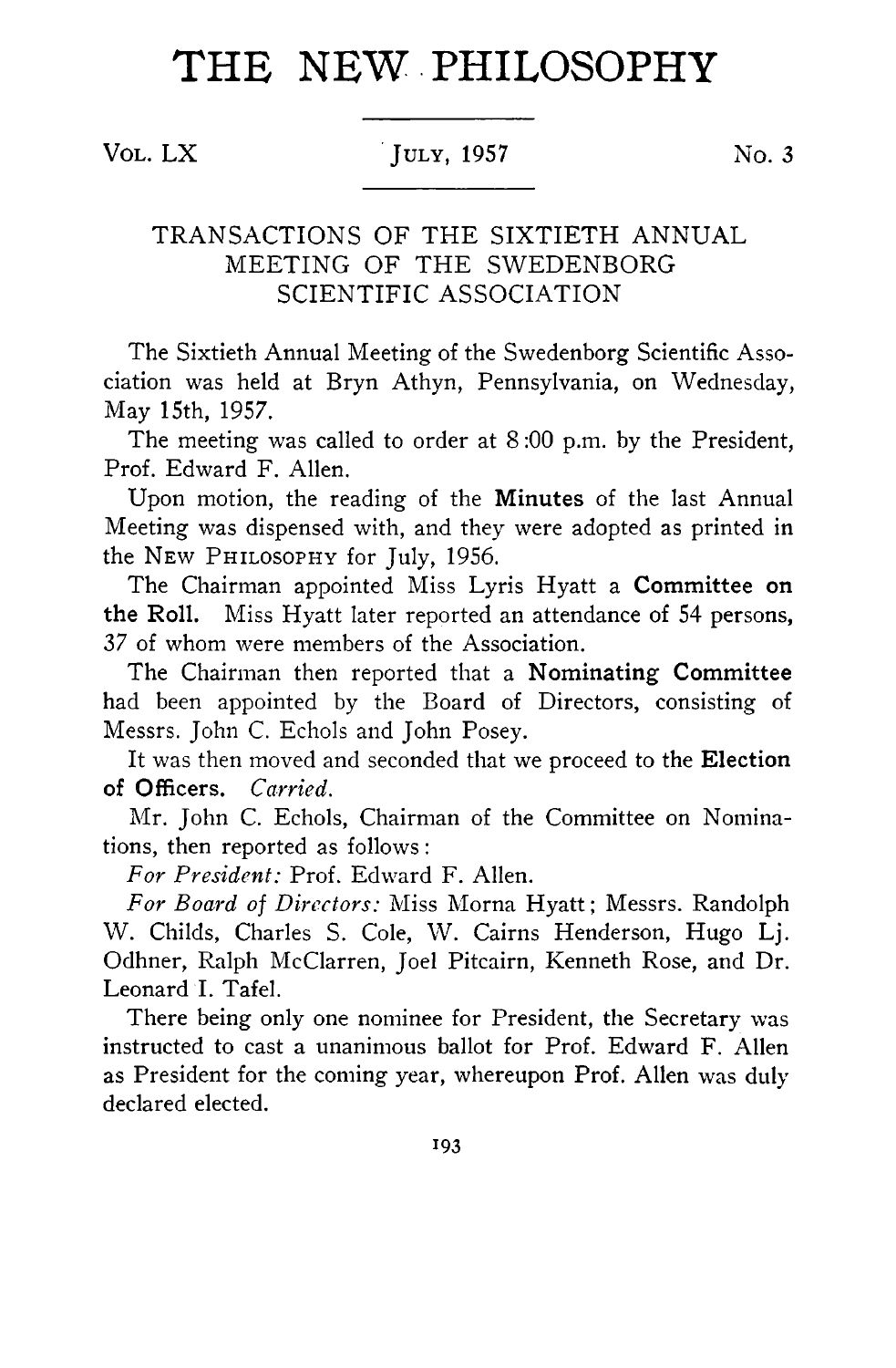# THE NEW PHILOSOPHY

VOL. LX JULY, 1957 No. 3

## TRANSACTIONS OF THE SIXTIETH ANNUAL MEETING OF THE SWEDENBORG SCIENTIFIC ASSOCIATION

The Sixtieth Annual Meeting of the Swedenborg Scientific Association was held at Bryn Athyn, Pennsylvania, on Wednesday, May 15th, 1957.

The meeting was called to order at 8:00 p.m. by the President, Prof. Edward F. Allen.

Upon motion, the reading of the **Minutes** of the last Annual Meeting was dispensed with, and they were adopted as printed in the NEW PHILOSOPHY for July, 1956.

The Chairman appointed Miss Lyris Hyatt a **Committee on the Roll.** Miss Hyatt later reported an attendance of 54 persons, 37 of whom were members of the Association.

The Chairman then reported that a **Nominating Committee** had been appointed by the Board of Directors, consisting of Messrs. John C. Echols and John Posey.

It was then moved and seconded that we proceed to the **Election of Officers.** *Carried.*

Mr. John C. Echols, Chairman of the Committee on Nominations, then reported as follows:

*For President:* Prof. Edward F. Allen.

*For Board of Directors:* Miss Morna Hyatt; Messrs. Randolph W. Childs, Charles S. Cole, W. Cairns Henderson, Hugo Lj. Odhner, Ralph McClarren, Joel Pitcairn, Kenneth Rose, and Dr. Leonard I. Tafel.

There being only one nominee for President, the Secretary was instructed to cast a unanimous ballot for Prof. Edward F. Allen as President for the coming year, whereupon Prof. Allen was duly declared elected.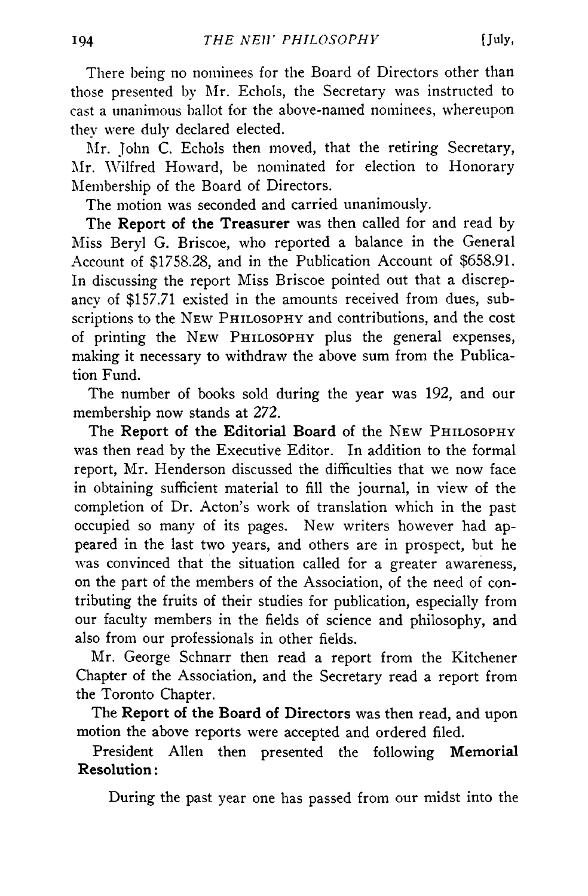There being no nominees for the Board of Directors other than those presented by Mr. Echols, the Secretary was instructed to cast a unanimous ballot for the above-named nominees, whereupon they were duly declared elected.

Mr. John C. Echols then moved, that the retiring Secretary, Mr. Wilfred Howard, be nominated for election to Honorary Membership of the Board of Directors.

The motion was seconded and carried unanimously.

The **Report of the Treasurer** was then called for and read by Miss Beryl G. Briscoe, who reported a balance in the General Account of $1758.28, and in the Publication Account of $658.91. In discussing the report Miss Briscoe pointed out that a discrepancy of $157.71 existed in the amounts received from dues, subscriptions to the NEW PHILOSOPHY and contributions, and the cost of printing the NEW PHILOSOPHY plus the general expenses, making it necessary to withdraw the above sum from the Publication Fund.

The number of books sold during the year was 192, and our membership now stands at 272.

The **Report of the Editorial Board** of the NEW PHILOSOPHY was then read by the Executive Editor. In addition to the formal report, Mr. Henderson discussed the difficulties that we now face in obtaining sufficient material to fill the journal, in view of the completion of Dr. Acton's work of translation which in the past occupied so many of its pages. New writers however had appeared in the last two years, and others are in prospect, but he was convinced that the situation called for a greater awareness, on the part of the members of the Association, of the need of contributing the fruits of their studies for publication, especially from our faculty members in the fields of science and philosophy, and also from our professionals in other fields.

Mr. George Schnarr then read a report from the Kitchener Chapter of the Association, and the Secretary read a report from the Toronto Chapter.

The **Report of the Board of Directors** was then read, and upon motion the above reports were accepted and ordered filed.

President Allen then presented the following **Memorial Resolution**:

During the past year one has passed from our midst into the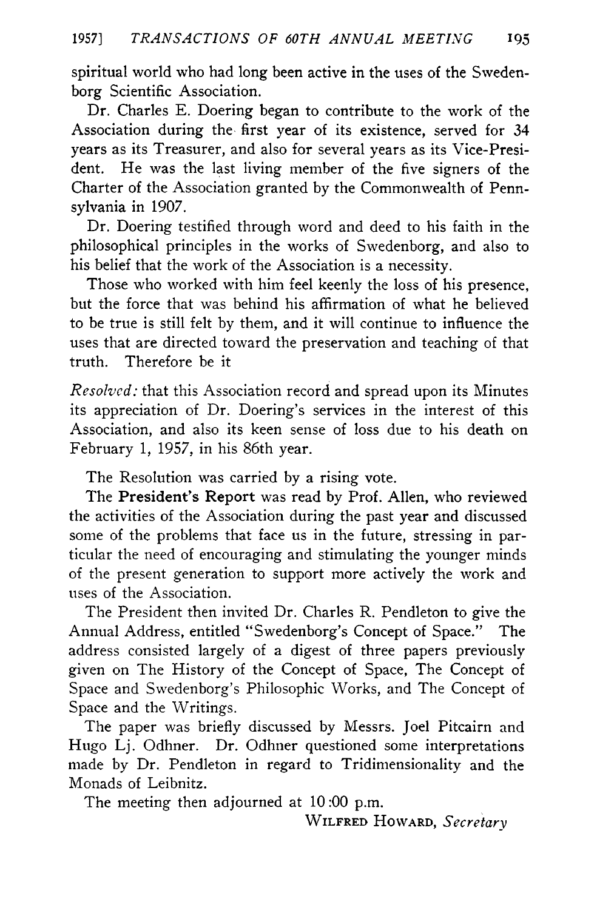spiritual world who had long been active in the uses of the Swedenborg Scientific Association.

Dr. Charles E. Doering began to contribute to the work of the Association during the first year of its existence, served for 34 years as its Treasurer, and also for several years as its Vice-President. He was the last living member of the five signers of the Charter of the Association granted by the Commonwealth of Pennsylvania in 1907.

Dr. Doering testified through word and deed to his faith in the philosophical principles in the works of Swedenborg, and also to his belief that the work of the Association is a necessity.

Those who worked with him feel keenly the loss of his presence, but the force that was behind his affirmation of what he believed to be true is still felt by them, and it will continue to influence the uses that are directed toward the preservation and teaching of that truth. Therefore be it

*Resolved:* that this Association record and spread upon its Minutes its appreciation of Dr. Doering's services in the interest of this Association, and also its keen sense of loss due to his death on February 1, 1957, in his 86th year.

The Resolution was carried by a rising vote.

The **President's Report** was read by Prof. Allen, who reviewed the activities of the Association during the past year and discussed some of the problems that face us in the future, stressing in particular the need of encouraging and stimulating the younger minds of the present generation to support more actively the work and uses of the Association.

The President then invited Dr. Charles R. Pendleton to give the Annual Address, entitled "Swedenborg's Concept of Space." The address consisted largely of a digest of three papers previously given on The History of the Concept of Space, The Concept of Space and Swedenborg's Philosophic Works, and The Concept of Space and the Writings.

The paper was briefly discussed by Messrs. Joel Pitcairn and Hugo Lj. Odhner. Dr. Odhner questioned some interpretations made by Dr. Pendleton in regard to Tridimensionality and the Monads of Leibnitz.

The meeting then adjourned at 10:00 p.m.

WILFRED HOWARD, *Secretary*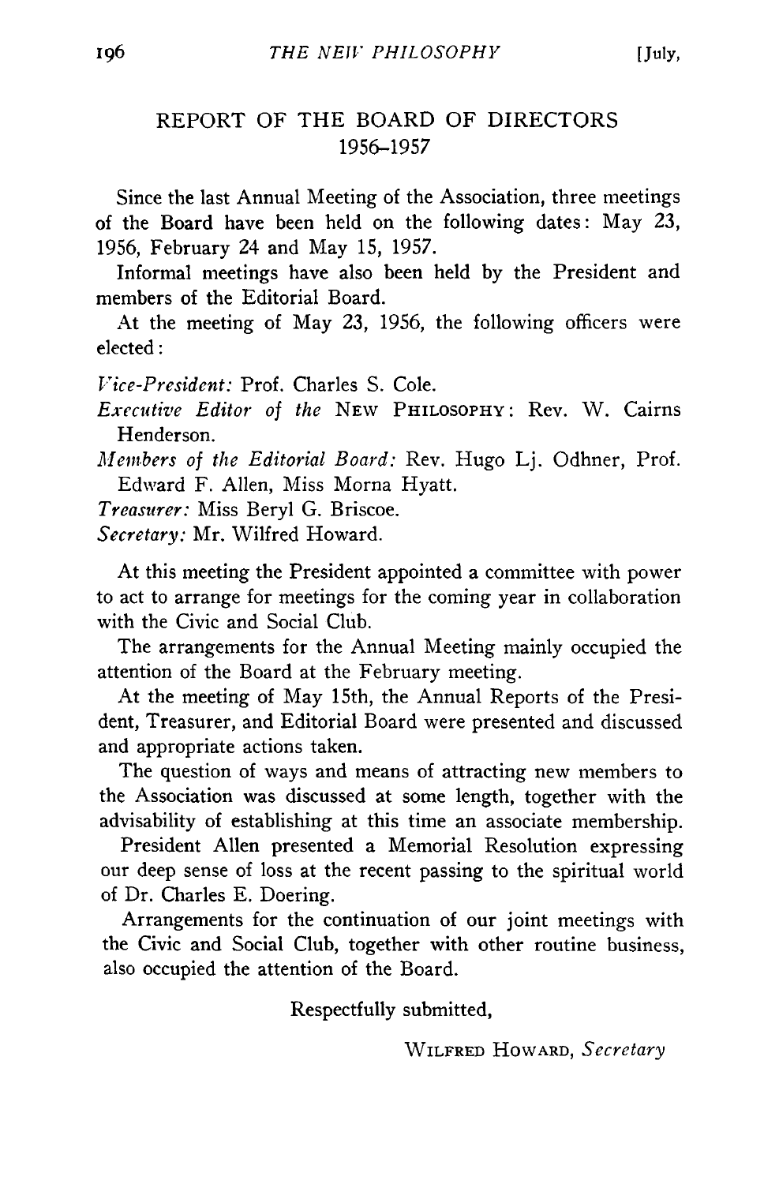## REPORT OF THE BOARD OF DIRECTORS 1956–1957

Since the last Annual Meeting of the Association, three meetings of the Board have been held on the following dates: May 23, 1956, February 24 and May 15, 1957.

Informal meetings have also been held by the President and members of the Editorial Board.

At the meeting of May 23, 1956, the following officers were elected:

*Vice-President:* Prof. Charles S. Cole.

*Executive Editor of the* NEW PHILOSOPHY: Rev. W. Cairns Henderson.

*Members of the Editorial Board:* Rev. Hugo Lj. Odhner, Prof. Edward F. Allen, Miss Morna Hyatt.

*Treasurer:* Miss Beryl G. Briscoe.

*Secretary:* Mr. Wilfred Howard.

At this meeting the President appointed a committee with power to act to arrange for meetings for the coming year in collaboration with the Civic and Social Club.

The arrangements for the Annual Meeting mainly occupied the attention of the Board at the February meeting.

At the meeting of May 15th, the Annual Reports of the President, Treasurer, and Editorial Board were presented and discussed and appropriate actions taken.

The question of ways and means of attracting new members to the Association was discussed at some length, together with the advisability of establishing at this time an associate membership.

President Allen presented a Memorial Resolution expressing our deep sense of loss at the recent passing to the spiritual world of Dr. Charles E. Doering.

Arrangements for the continuation of our joint meetings with the Civic and Social Club, together with other routine business, also occupied the attention of the Board.

Respectfully submitted,

WILFRED HOWARD, *Secretary*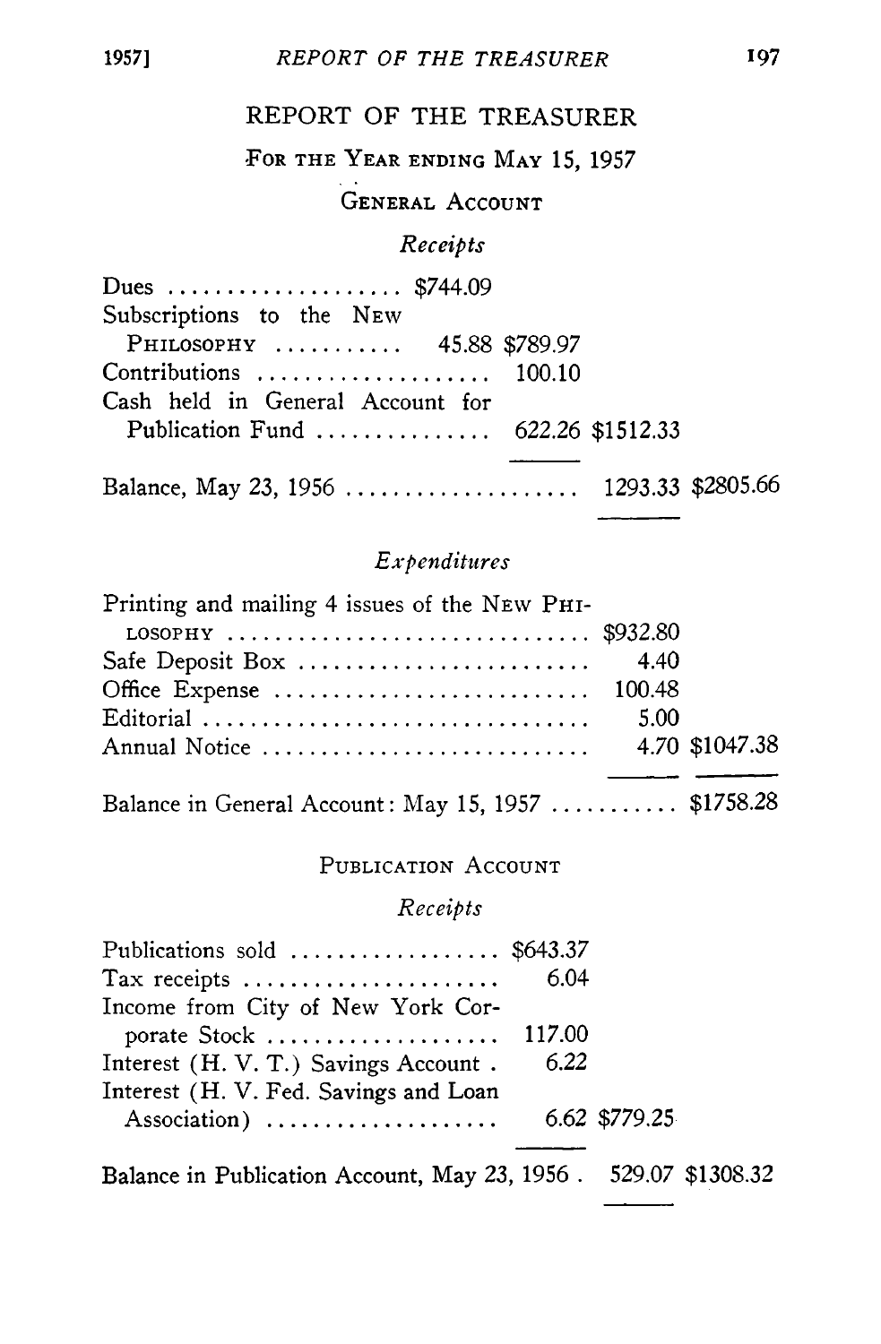# REPORT OF THE TREASURER

## For the Year ending May 15, 1957

### General Account

*Receipts*

| | | | | |
|---|---|---|---|---|
| Dues | $744.09 | | | |
| Subscriptions to the New Philosophy | 45.88 | $789.97 | | |
| Contributions | | 100.10 | | |
| Cash held in General Account for Publication Fund | | 622.26 | $1512.33 | |
| Balance, May 23, 1956 | | | 1293.33 | $2805.66 |

*Expenditures*

| | | |
|---|---|---|
| Printing and mailing 4 issues of the New Philosophy | $932.80 | |
| Safe Deposit Box | 4.40 | |
| Office Expense | 100.48 | |
| Editorial | 5.00 | |
| Annual Notice | 4.70 | $1047.38 |
| Balance in General Account: May 15, 1957 | | $1758.28 |

### Publication Account

*Receipts*

| | | | |
|---|---|---|---|
| Publications sold | $643.37 | | |
| Tax receipts | 6.04 | | |
| Income from City of New York Corporate Stock | 117.00 | | |
| Interest (H. V. T.) Savings Account | 6.22 | | |
| Interest (H. V. Fed. Savings and Loan Association) | 6.62 | $779.25 | |
| Balance in Publication Account, May 23, 1956 | | 529.07 | $1308.32 |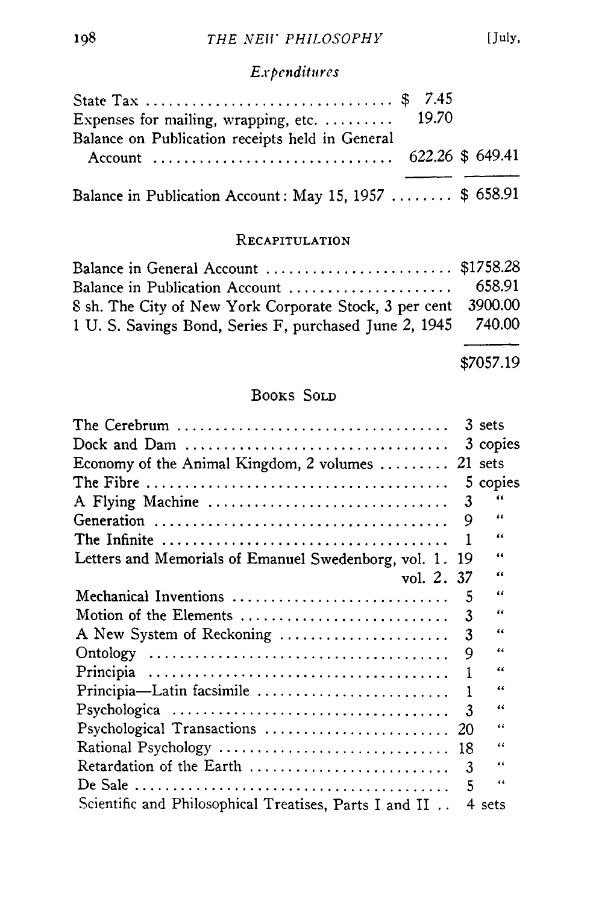*Expenditures*

| | | |
|---|---|---|
| State Tax | $ 7.45 | |
| Expenses for mailing, wrapping, etc. | 19.70 | |
| Balance on Publication receipts held in General Account | 622.26 | $ 649.41 |
| Balance in Publication Account: May 15, 1957 | | $ 658.91 |

### Recapitulation

| | |
|---|---|
| Balance in General Account | $1758.28 |
| Balance in Publication Account | 658.91 |
| 8 sh. The City of New York Corporate Stock, 3 per cent | 3900.00 |
| 1 U. S. Savings Bond, Series F, purchased June 2, 1945 | 740.00 |
| | $7057.19 |

### Books Sold

| | |
|---|---|
| The Cerebrum | 3 sets |
| Dock and Dam | 3 copies |
| Economy of the Animal Kingdom, 2 volumes | 21 sets |
| The Fibre | 5 copies |
| A Flying Machine | 3 " |
| Generation | 9 " |
| The Infinite | 1 " |
| Letters and Memorials of Emanuel Swedenborg, vol. 1. | 19 " |
| vol. 2. | 37 " |
| Mechanical Inventions | 5 " |
| Motion of the Elements | 3 " |
| A New System of Reckoning | 3 " |
| Ontology | 9 " |
| Principia | 1 " |
| Principia—Latin facsimile | 1 " |
| Psychologica | 3 " |
| Psychological Transactions | 20 " |
| Rational Psychology | 18 " |
| Retardation of the Earth | 3 " |
| De Sale | 5 " |
| Scientific and Philosophical Treatises, Parts I and II | 4 sets |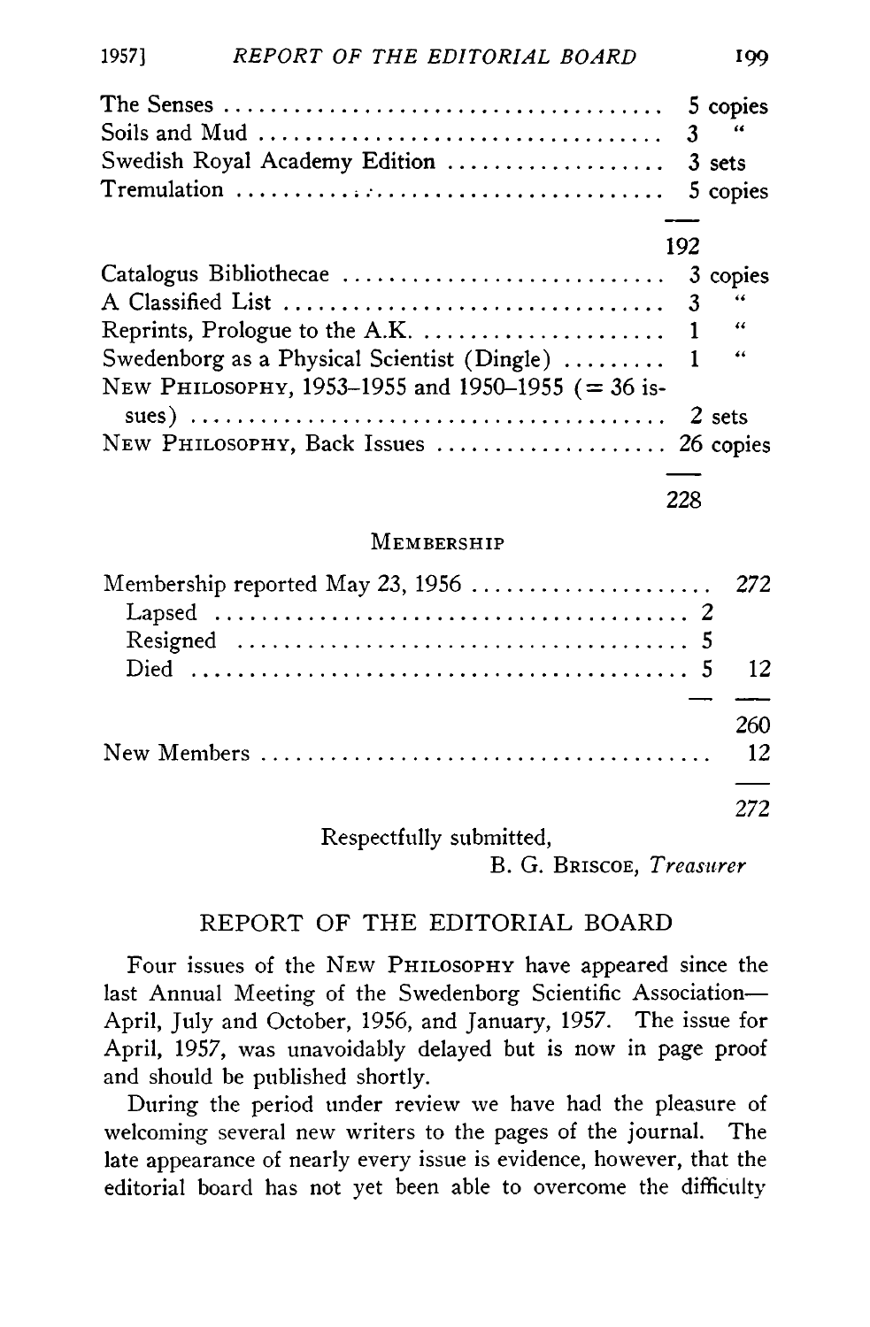| | |
|---|---|
| The Senses | 5 copies |
| Soils and Mud | 3 " |
| Swedish Royal Academy Edition | 3 sets |
| Tremulation | 5 copies |
| | 192 |
| Catalogus Bibliothecae | 3 copies |
| A Classified List | 3 " |
| Reprints, Prologue to the A.K. | 1 " |
| Swedenborg as a Physical Scientist (Dingle) | 1 " |
| NEW PHILOSOPHY, 1953–1955 and 1950–1955 (= 36 issues) | 2 sets |
| NEW PHILOSOPHY, Back Issues | 26 copies |
| | 228 |

MEMBERSHIP

| | | |
|---|---|---|
| Membership reported May 23, 1956 | | 272 |
| Lapsed | 2 | |
| Resigned | 5 | |
| Died | 5 | 12 |
| | | 260 |
| New Members | | 12 |
| | | 272 |

Respectfully submitted,

B. G. BRISCOE, *Treasurer*

## REPORT OF THE EDITORIAL BOARD

Four issues of the NEW PHILOSOPHY have appeared since the last Annual Meeting of the Swedenborg Scientific Association—April, July and October, 1956, and January, 1957. The issue for April, 1957, was unavoidably delayed but is now in page proof and should be published shortly.

During the period under review we have had the pleasure of welcoming several new writers to the pages of the journal. The late appearance of nearly every issue is evidence, however, that the editorial board has not yet been able to overcome the difficulty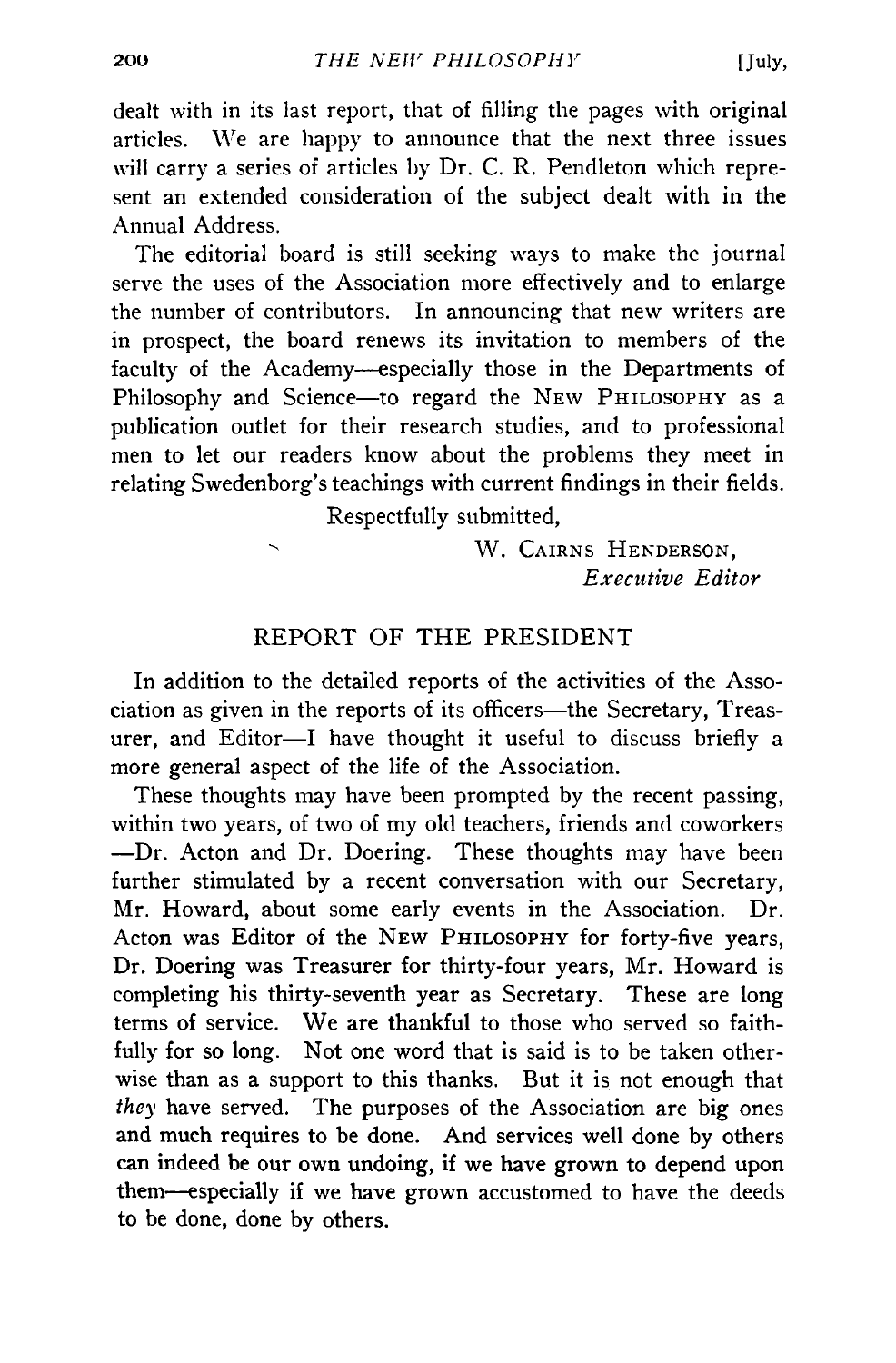dealt with in its last report, that of filling the pages with original articles. We are happy to announce that the next three issues will carry a series of articles by Dr. C. R. Pendleton which represent an extended consideration of the subject dealt with in the Annual Address.

The editorial board is still seeking ways to make the journal serve the uses of the Association more effectively and to enlarge the number of contributors. In announcing that new writers are in prospect, the board renews its invitation to members of the faculty of the Academy—especially those in the Departments of Philosophy and Science—to regard the NEW PHILOSOPHY as a publication outlet for their research studies, and to professional men to let our readers know about the problems they meet in relating Swedenborg's teachings with current findings in their fields.

Respectfully submitted,

W. CAIRNS HENDERSON,
*Executive Editor*

## REPORT OF THE PRESIDENT

In addition to the detailed reports of the activities of the Association as given in the reports of its officers—the Secretary, Treasurer, and Editor—I have thought it useful to discuss briefly a more general aspect of the life of the Association.

These thoughts may have been prompted by the recent passing, within two years, of two of my old teachers, friends and coworkers —Dr. Acton and Dr. Doering. These thoughts may have been further stimulated by a recent conversation with our Secretary, Mr. Howard, about some early events in the Association. Dr. Acton was Editor of the NEW PHILOSOPHY for forty-five years, Dr. Doering was Treasurer for thirty-four years, Mr. Howard is completing his thirty-seventh year as Secretary. These are long terms of service. We are thankful to those who served so faithfully for so long. Not one word that is said is to be taken otherwise than as a support to this thanks. But it is not enough that *they* have served. The purposes of the Association are big ones and much requires to be done. And services well done by others can indeed be our own undoing, if we have grown to depend upon them—especially if we have grown accustomed to have the deeds to be done, done by others.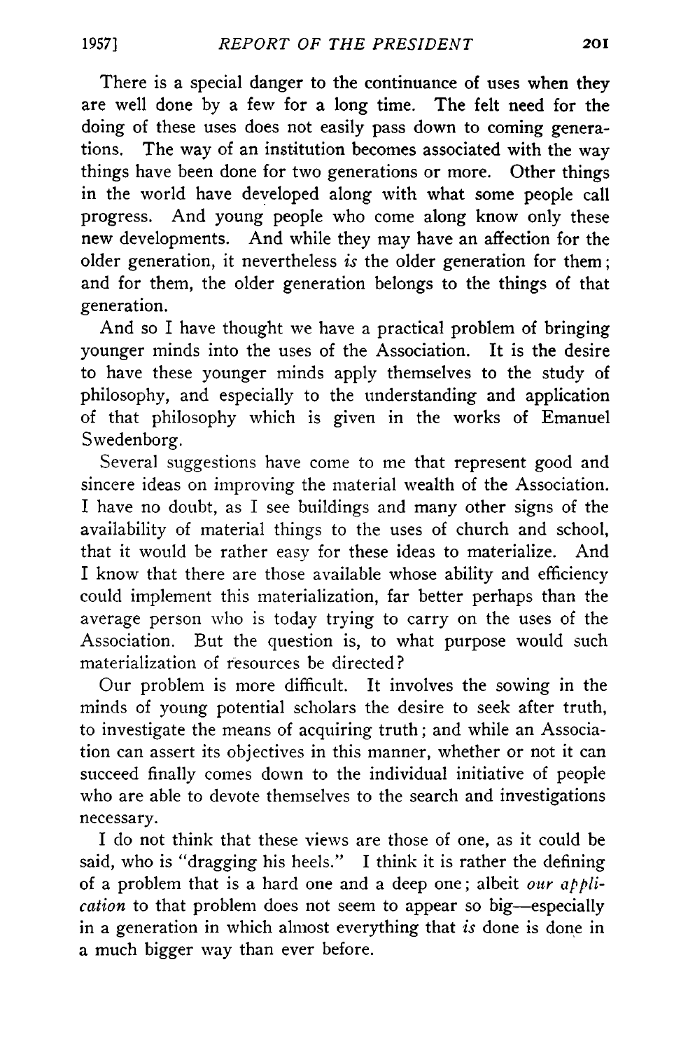There is a special danger to the continuance of uses when they are well done by a few for a long time. The felt need for the doing of these uses does not easily pass down to coming generations. The way of an institution becomes associated with the way things have been done for two generations or more. Other things in the world have developed along with what some people call progress. And young people who come along know only these new developments. And while they may have an affection for the older generation, it nevertheless *is* the older generation for them; and for them, the older generation belongs to the things of that generation.

And so I have thought we have a practical problem of bringing younger minds into the uses of the Association. It is the desire to have these younger minds apply themselves to the study of philosophy, and especially to the understanding and application of that philosophy which is given in the works of Emanuel Swedenborg.

Several suggestions have come to me that represent good and sincere ideas on improving the material wealth of the Association. I have no doubt, as I see buildings and many other signs of the availability of material things to the uses of church and school, that it would be rather easy for these ideas to materialize. And I know that there are those available whose ability and efficiency could implement this materialization, far better perhaps than the average person who is today trying to carry on the uses of the Association. But the question is, to what purpose would such materialization of resources be directed?

Our problem is more difficult. It involves the sowing in the minds of young potential scholars the desire to seek after truth, to investigate the means of acquiring truth; and while an Association can assert its objectives in this manner, whether or not it can succeed finally comes down to the individual initiative of people who are able to devote themselves to the search and investigations necessary.

I do not think that these views are those of one, as it could be said, who is "dragging his heels." I think it is rather the defining of a problem that is a hard one and a deep one; albeit *our application* to that problem does not seem to appear so big—especially in a generation in which almost everything that *is* done is done in a much bigger way than ever before.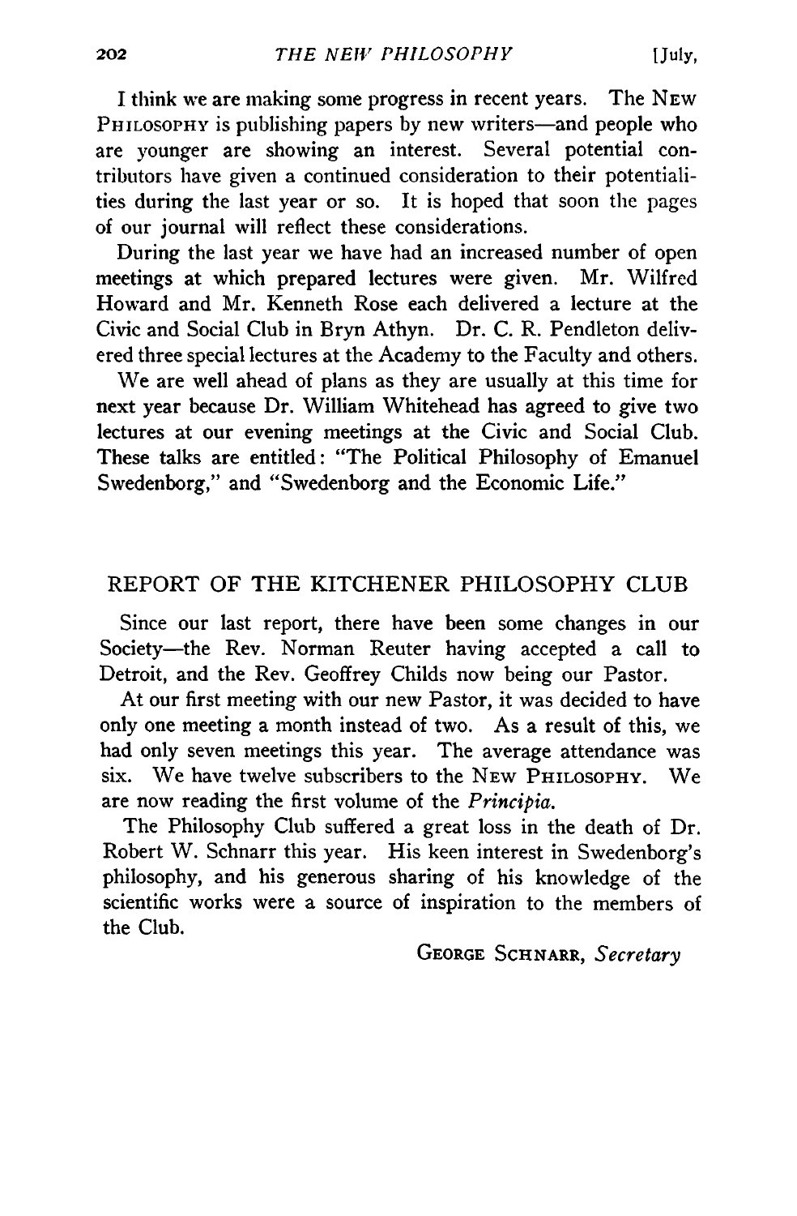I think we are making some progress in recent years. The New Philosophy is publishing papers by new writers—and people who are younger are showing an interest. Several potential contributors have given a continued consideration to their potentialities during the last year or so. It is hoped that soon the pages of our journal will reflect these considerations.

During the last year we have had an increased number of open meetings at which prepared lectures were given. Mr. Wilfred Howard and Mr. Kenneth Rose each delivered a lecture at the Civic and Social Club in Bryn Athyn. Dr. C. R. Pendleton delivered three special lectures at the Academy to the Faculty and others.

We are well ahead of plans as they are usually at this time for next year because Dr. William Whitehead has agreed to give two lectures at our evening meetings at the Civic and Social Club. These talks are entitled: "The Political Philosophy of Emanuel Swedenborg," and "Swedenborg and the Economic Life."

## REPORT OF THE KITCHENER PHILOSOPHY CLUB

Since our last report, there have been some changes in our Society—the Rev. Norman Reuter having accepted a call to Detroit, and the Rev. Geoffrey Childs now being our Pastor.

At our first meeting with our new Pastor, it was decided to have only one meeting a month instead of two. As a result of this, we had only seven meetings this year. The average attendance was six. We have twelve subscribers to the New Philosophy. We are now reading the first volume of the *Principia*.

The Philosophy Club suffered a great loss in the death of Dr. Robert W. Schnarr this year. His keen interest in Swedenborg's philosophy, and his generous sharing of his knowledge of the scientific works were a source of inspiration to the members of the Club.

George Schnarr, *Secretary*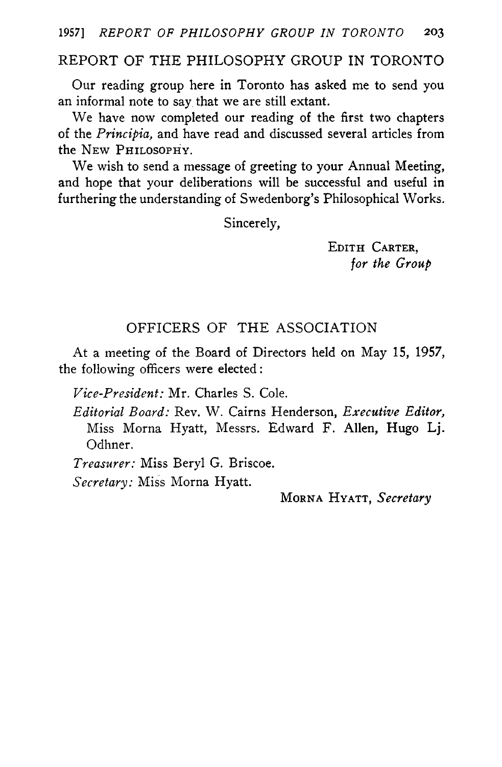## REPORT OF THE PHILOSOPHY GROUP IN TORONTO

Our reading group here in Toronto has asked me to send you an informal note to say that we are still extant.

We have now completed our reading of the first two chapters of the *Principia,* and have read and discussed several articles from the NEW PHILOSOPHY.

We wish to send a message of greeting to your Annual Meeting, and hope that your deliberations will be successful and useful in furthering the understanding of Swedenborg's Philosophical Works.

Sincerely,

EDITH CARTER,
*for the Group*

## OFFICERS OF THE ASSOCIATION

At a meeting of the Board of Directors held on May 15, 1957, the following officers were elected:

*Vice-President:* Mr. Charles S. Cole.

*Editorial Board:* Rev. W. Cairns Henderson, *Executive Editor,* Miss Morna Hyatt, Messrs. Edward F. Allen, Hugo Lj. Odhner.

*Treasurer:* Miss Beryl G. Briscoe.

*Secretary:* Miss Morna Hyatt.

MORNA HYATT, *Secretary*